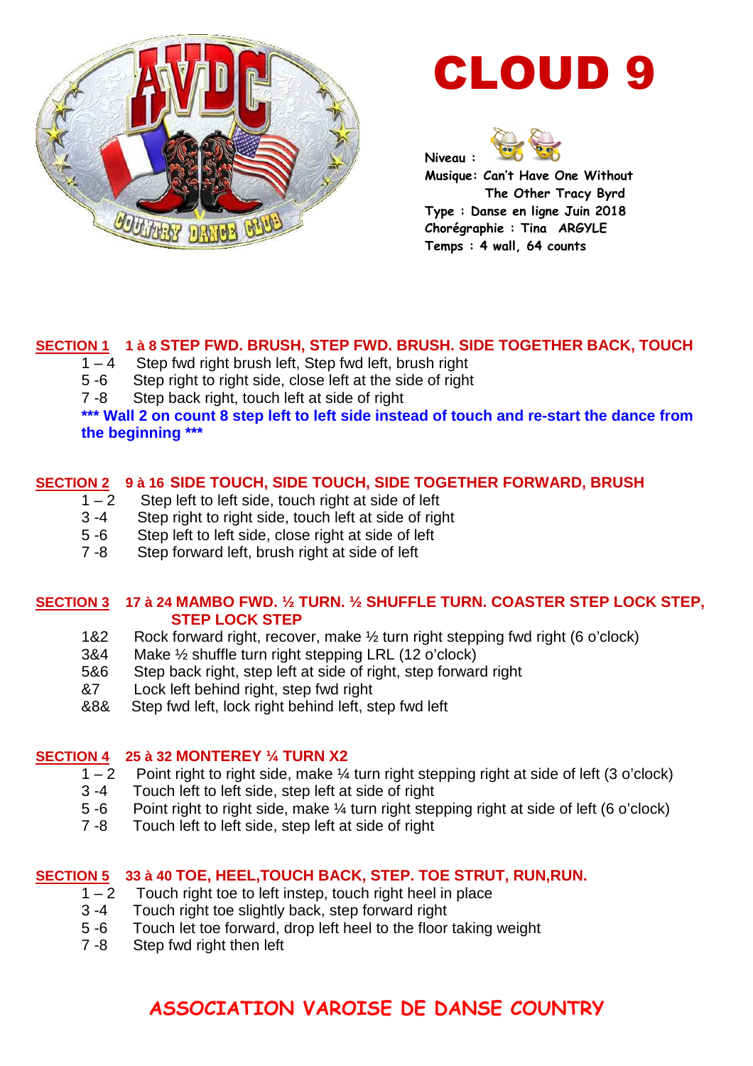# CLOUD 9

**Niveau :**
**Musique: Can't Have One Without The Other Tracy Byrd**
**Type : Danse en ligne Juin 2018**
**Chorégraphie : Tina ARGYLE**
**Temps : 4 wall, 64 counts**

## SECTION 1 1 à 8 STEP FWD. BRUSH, STEP FWD. BRUSH. SIDE TOGETHER BACK, TOUCH

1 – 4 Step fwd right brush left, Step fwd left, brush right
5 -6 Step right to right side, close left at the side of right
7 -8 Step back right, touch left at side of right

**\*\*\* Wall 2 on count 8 step left to left side instead of touch and re-start the dance from the beginning \*\*\***

## SECTION 2 9 à 16 SIDE TOUCH, SIDE TOUCH, SIDE TOGETHER FORWARD, BRUSH

1 – 2 Step left to left side, touch right at side of left
3 -4 Step right to right side, touch left at side of right
5 -6 Step left to left side, close right at side of left
7 -8 Step forward left, brush right at side of left

## SECTION 3 17 à 24 MAMBO FWD. ½ TURN. ½ SHUFFLE TURN. COASTER STEP LOCK STEP, STEP LOCK STEP

1&2 Rock forward right, recover, make ½ turn right stepping fwd right (6 o'clock)
3&4 Make ½ shuffle turn right stepping LRL (12 o'clock)
5&6 Step back right, step left at side of right, step forward right
&7 Lock left behind right, step fwd right
&8& Step fwd left, lock right behind left, step fwd left

## SECTION 4 25 à 32 MONTEREY ¼ TURN X2

1 – 2 Point right to right side, make ¼ turn right stepping right at side of left (3 o'clock)
3 -4 Touch left to left side, step left at side of right
5 -6 Point right to right side, make ¼ turn right stepping right at side of left (6 o'clock)
7 -8 Touch left to left side, step left at side of right

## SECTION 5 33 à 40 TOE, HEEL,TOUCH BACK, STEP. TOE STRUT, RUN,RUN.

1 – 2 Touch right toe to left instep, touch right heel in place
3 -4 Touch right toe slightly back, step forward right
5 -6 Touch let toe forward, drop left heel to the floor taking weight
7 -8 Step fwd right then left

**ASSOCIATION VAROISE DE DANSE COUNTRY**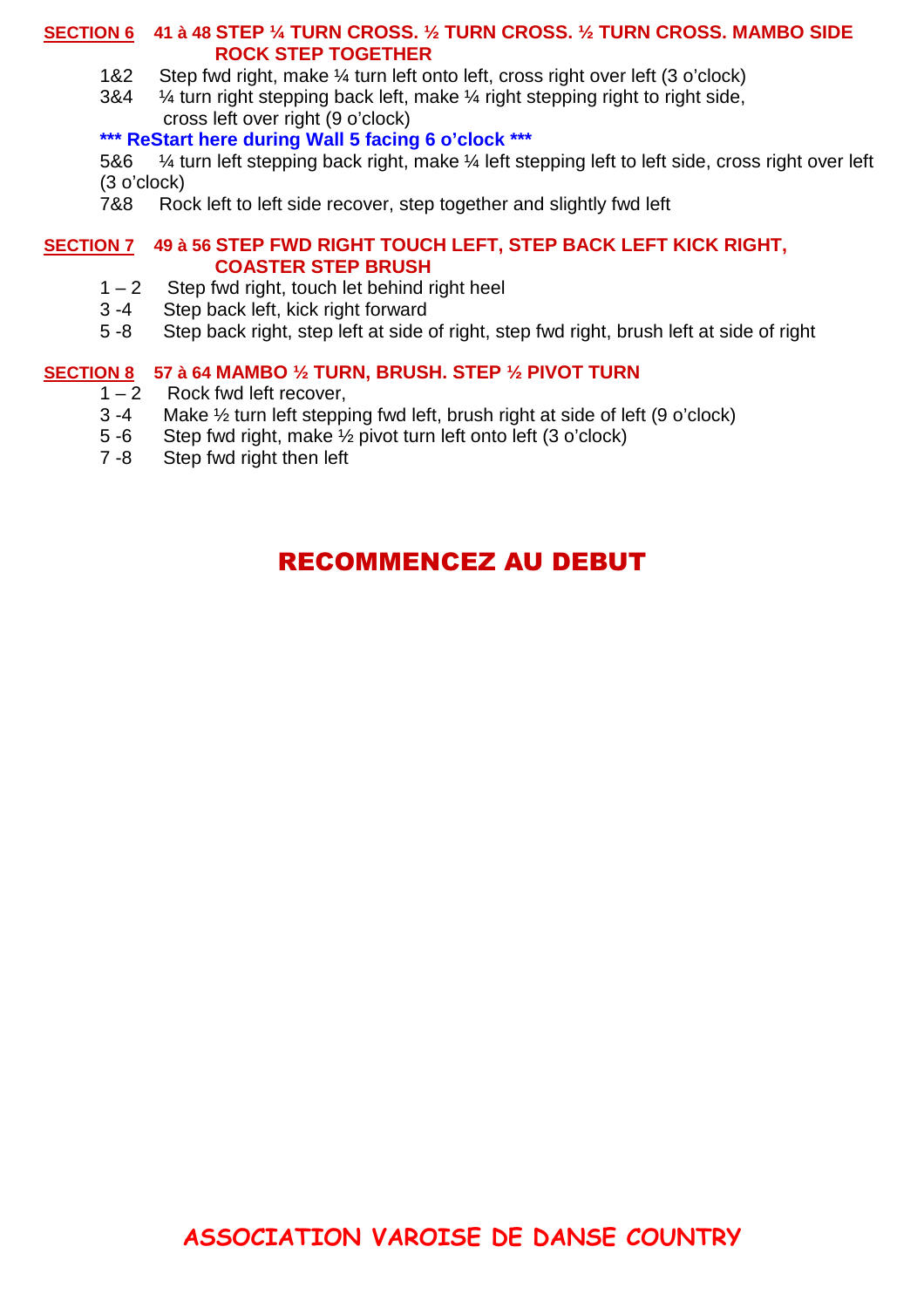**SECTION 6** **41 à 48 STEP ¼ TURN CROSS. ½ TURN CROSS. ½ TURN CROSS. MAMBO SIDE ROCK STEP TOGETHER**

1&2 Step fwd right, make ¼ turn left onto left, cross right over left (3 o'clock)

3&4 ¼ turn right stepping back left, make ¼ right stepping right to right side, cross left over right (9 o'clock)

**\*\*\* ReStart here during Wall 5 facing 6 o'clock \*\*\***

5&6 ¼ turn left stepping back right, make ¼ left stepping left to left side, cross right over left (3 o'clock)

7&8 Rock left to left side recover, step together and slightly fwd left

**SECTION 7** **49 à 56 STEP FWD RIGHT TOUCH LEFT, STEP BACK LEFT KICK RIGHT, COASTER STEP BRUSH**

1 – 2 Step fwd right, touch let behind right heel

3 -4 Step back left, kick right forward

5 -8 Step back right, step left at side of right, step fwd right, brush left at side of right

**SECTION 8** **57 à 64 MAMBO ½ TURN, BRUSH. STEP ½ PIVOT TURN**

1 – 2 Rock fwd left recover,

3 -4 Make ½ turn left stepping fwd left, brush right at side of left (9 o'clock)

5 -6 Step fwd right, make ½ pivot turn left onto left (3 o'clock)

7 -8 Step fwd right then left

## RECOMMENCEZ AU DEBUT

ASSOCIATION VAROISE DE DANSE COUNTRY